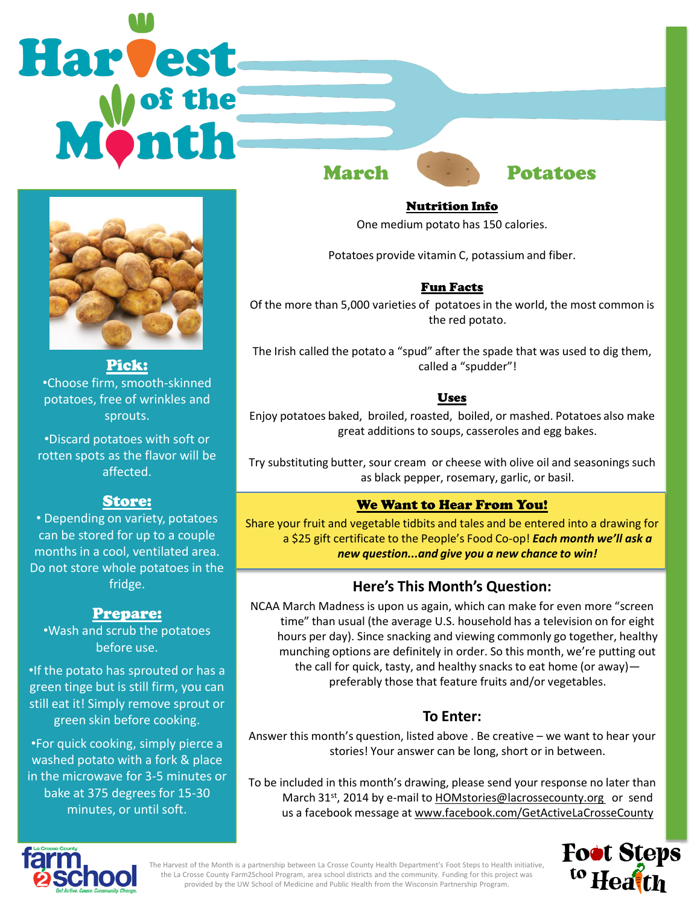# Harvest of the Month

## March — Potatoes

### Pick:

- Choose firm, smooth-skinned potatoes, free of wrinkles and sprouts.
- Discard potatoes with soft or rotten spots as the flavor will be affected.

### Store:

- Depending on variety, potatoes can be stored for up to a couple months in a cool, ventilated area. Do not store whole potatoes in the fridge.

### Prepare:

- Wash and scrub the potatoes before use.
- If the potato has sprouted or has a green tinge but is still firm, you can still eat it! Simply remove sprout or green skin before cooking.
- For quick cooking, simply pierce a washed potato with a fork & place in the microwave for 3-5 minutes or bake at 375 degrees for 15-30 minutes, or until soft.

### Nutrition Info

One medium potato has 150 calories.

Potatoes provide vitamin C, potassium and fiber.

### Fun Facts

Of the more than 5,000 varieties of potatoes in the world, the most common is the red potato.

The Irish called the potato a "spud" after the spade that was used to dig them, called a "spudder"!

### Uses

Enjoy potatoes baked, broiled, roasted, boiled, or mashed. Potatoes also make great additions to soups, casseroles and egg bakes.

Try substituting butter, sour cream or cheese with olive oil and seasonings such as black pepper, rosemary, garlic, or basil.

### We Want to Hear From You!

Share your fruit and vegetable tidbits and tales and be entered into a drawing for a $25 gift certificate to the People's Food Co-op! ***Each month we'll ask a new question...and give you a new chance to win!***

### Here's This Month's Question:

NCAA March Madness is upon us again, which can make for even more "screen time" than usual (the average U.S. household has a television on for eight hours per day). Since snacking and viewing commonly go together, healthy munching options are definitely in order. So this month, we're putting out the call for quick, tasty, and healthy snacks to eat home (or away)—preferably those that feature fruits and/or vegetables.

### To Enter:

Answer this month's question, listed above . Be creative – we want to hear your stories! Your answer can be long, short or in between.

To be included in this month's drawing, please send your response no later than March 31st, 2014 by e-mail to HOMstories@lacrossecounty.org or send us a facebook message at www.facebook.com/GetActiveLaCrosseCounty

La Crosse County farm2school — Get Active. Cause. Community. Change.

The Harvest of the Month is a partnership between La Crosse County Health Department's Foot Steps to Health initiative, the La Crosse County Farm2School Program, area school districts and the community. Funding for this project was provided by the UW School of Medicine and Public Health from the Wisconsin Partnership Program.

Foot Steps to Health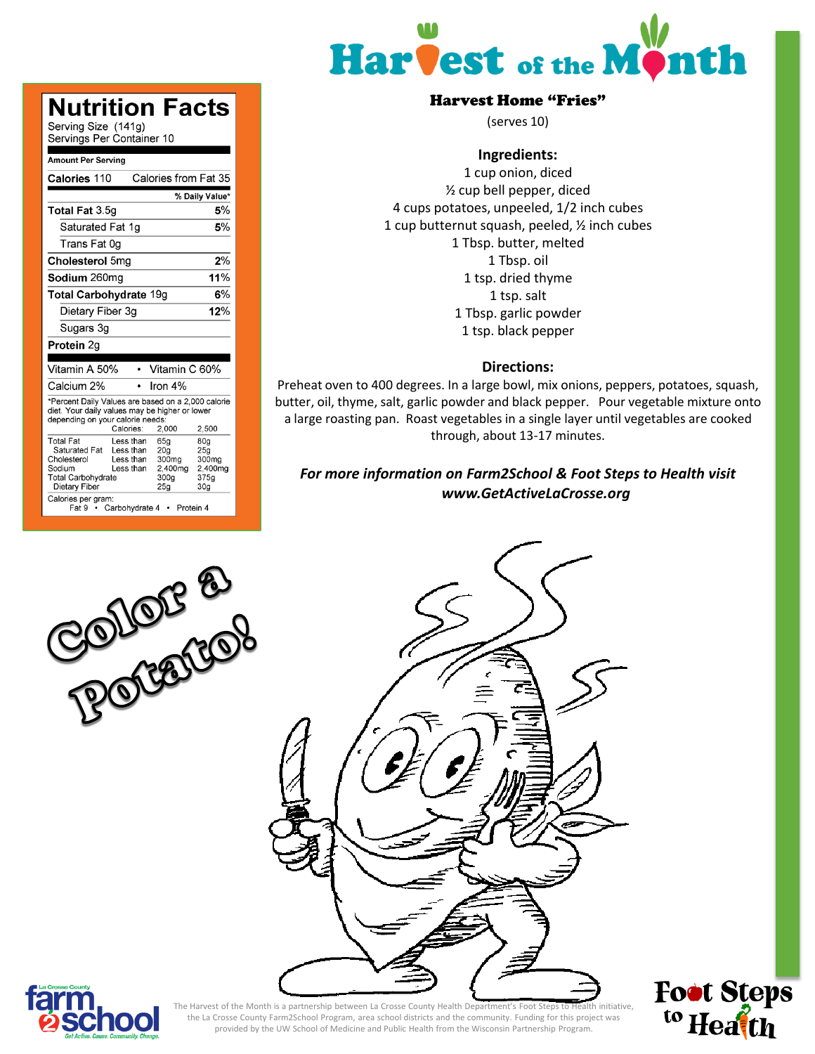# Harvest of the Month

## Nutrition Facts

Serving Size (141g)
Servings Per Container 10

| Amount Per Serving | |
|---|---|
| **Calories** 110 | Calories from Fat 35 |
| | % Daily Value* |
| **Total Fat** 3.5g | 5% |
| Saturated Fat 1g | 5% |
| Trans Fat 0g | |
| **Cholesterol** 5mg | 2% |
| **Sodium** 260mg | 11% |
| **Total Carbohydrate** 19g | 6% |
| Dietary Fiber 3g | 12% |
| Sugars 3g | |
| **Protein** 2g | |

Vitamin A 50% • Vitamin C 60%
Calcium 2% • Iron 4%

*Percent Daily Values are based on a 2,000 calorie diet. Your daily values may be higher or lower depending on your calorie needs:

| | | Calories: 2,000 | 2,500 |
|---|---|---|---|
| Total Fat | Less than | 65g | 80g |
| Saturated Fat | Less than | 20g | 25g |
| Cholesterol | Less than | 300mg | 300mg |
| Sodium | Less than | 2,400mg | 2,400mg |
| Total Carbohydrate | | 300g | 375g |
| Dietary Fiber | | 25g | 30g |

Calories per gram:
Fat 9 • Carbohydrate 4 • Protein 4

## Harvest Home "Fries"

(serves 10)

### Ingredients:

1 cup onion, diced
½ cup bell pepper, diced
4 cups potatoes, unpeeled, 1/2 inch cubes
1 cup butternut squash, peeled, ½ inch cubes
1 Tbsp. butter, melted
1 Tbsp. oil
1 tsp. dried thyme
1 tsp. salt
1 Tbsp. garlic powder
1 tsp. black pepper

### Directions:

Preheat oven to 400 degrees. In a large bowl, mix onions, peppers, potatoes, squash, butter, oil, thyme, salt, garlic powder and black pepper. Pour vegetable mixture onto a large roasting pan. Roast vegetables in a single layer until vegetables are cooked through, about 13-17 minutes.

***For more information on Farm2School & Foot Steps to Health visit www.GetActiveLaCrosse.org***

**Color a Potato!**

La Crosse County farm 2 school — Get Active. Cause. Community. Change.

The Harvest of the Month is a partnership between La Crosse County Health Department's Foot Steps to Health initiative, the La Crosse County Farm2School Program, area school districts and the community. Funding for this project was provided by the UW School of Medicine and Public Health from the Wisconsin Partnership Program.

Foot Steps to Health